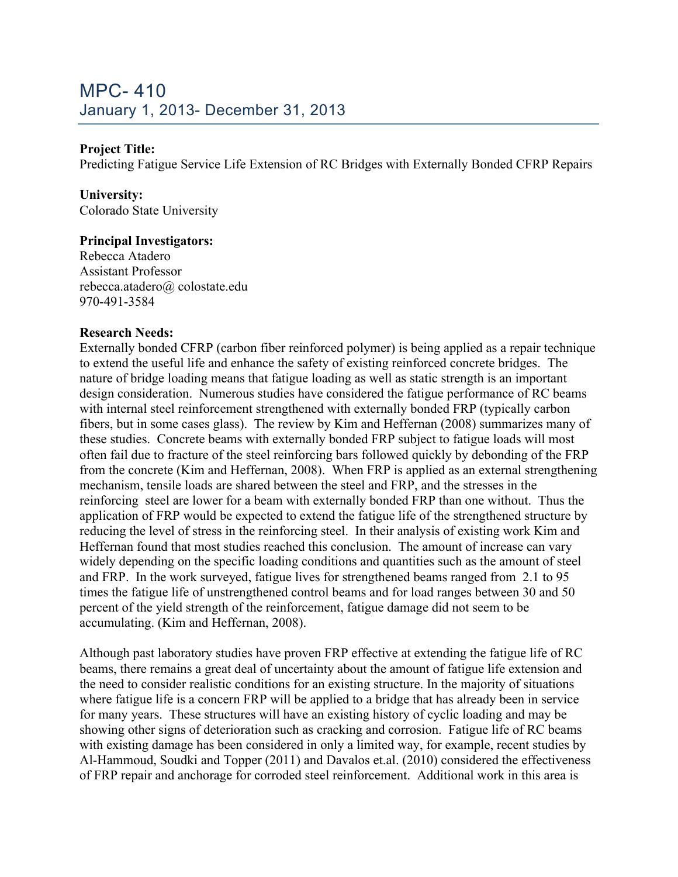# MPC- 410

## January 1, 2013- December 31, 2013

**Project Title:**
Predicting Fatigue Service Life Extension of RC Bridges with Externally Bonded CFRP Repairs

**University:**
Colorado State University

**Principal Investigators:**
Rebecca Atadero
Assistant Professor
rebecca.atadero@ colostate.edu
970-491-3584

**Research Needs:**
Externally bonded CFRP (carbon fiber reinforced polymer) is being applied as a repair technique to extend the useful life and enhance the safety of existing reinforced concrete bridges. The nature of bridge loading means that fatigue loading as well as static strength is an important design consideration. Numerous studies have considered the fatigue performance of RC beams with internal steel reinforcement strengthened with externally bonded FRP (typically carbon fibers, but in some cases glass). The review by Kim and Heffernan (2008) summarizes many of these studies. Concrete beams with externally bonded FRP subject to fatigue loads will most often fail due to fracture of the steel reinforcing bars followed quickly by debonding of the FRP from the concrete (Kim and Heffernan, 2008). When FRP is applied as an external strengthening mechanism, tensile loads are shared between the steel and FRP, and the stresses in the reinforcing steel are lower for a beam with externally bonded FRP than one without. Thus the application of FRP would be expected to extend the fatigue life of the strengthened structure by reducing the level of stress in the reinforcing steel. In their analysis of existing work Kim and Heffernan found that most studies reached this conclusion. The amount of increase can vary widely depending on the specific loading conditions and quantities such as the amount of steel and FRP. In the work surveyed, fatigue lives for strengthened beams ranged from 2.1 to 95 times the fatigue life of unstrengthened control beams and for load ranges between 30 and 50 percent of the yield strength of the reinforcement, fatigue damage did not seem to be accumulating. (Kim and Heffernan, 2008).

Although past laboratory studies have proven FRP effective at extending the fatigue life of RC beams, there remains a great deal of uncertainty about the amount of fatigue life extension and the need to consider realistic conditions for an existing structure. In the majority of situations where fatigue life is a concern FRP will be applied to a bridge that has already been in service for many years. These structures will have an existing history of cyclic loading and may be showing other signs of deterioration such as cracking and corrosion. Fatigue life of RC beams with existing damage has been considered in only a limited way, for example, recent studies by Al-Hammoud, Soudki and Topper (2011) and Davalos et.al. (2010) considered the effectiveness of FRP repair and anchorage for corroded steel reinforcement. Additional work in this area is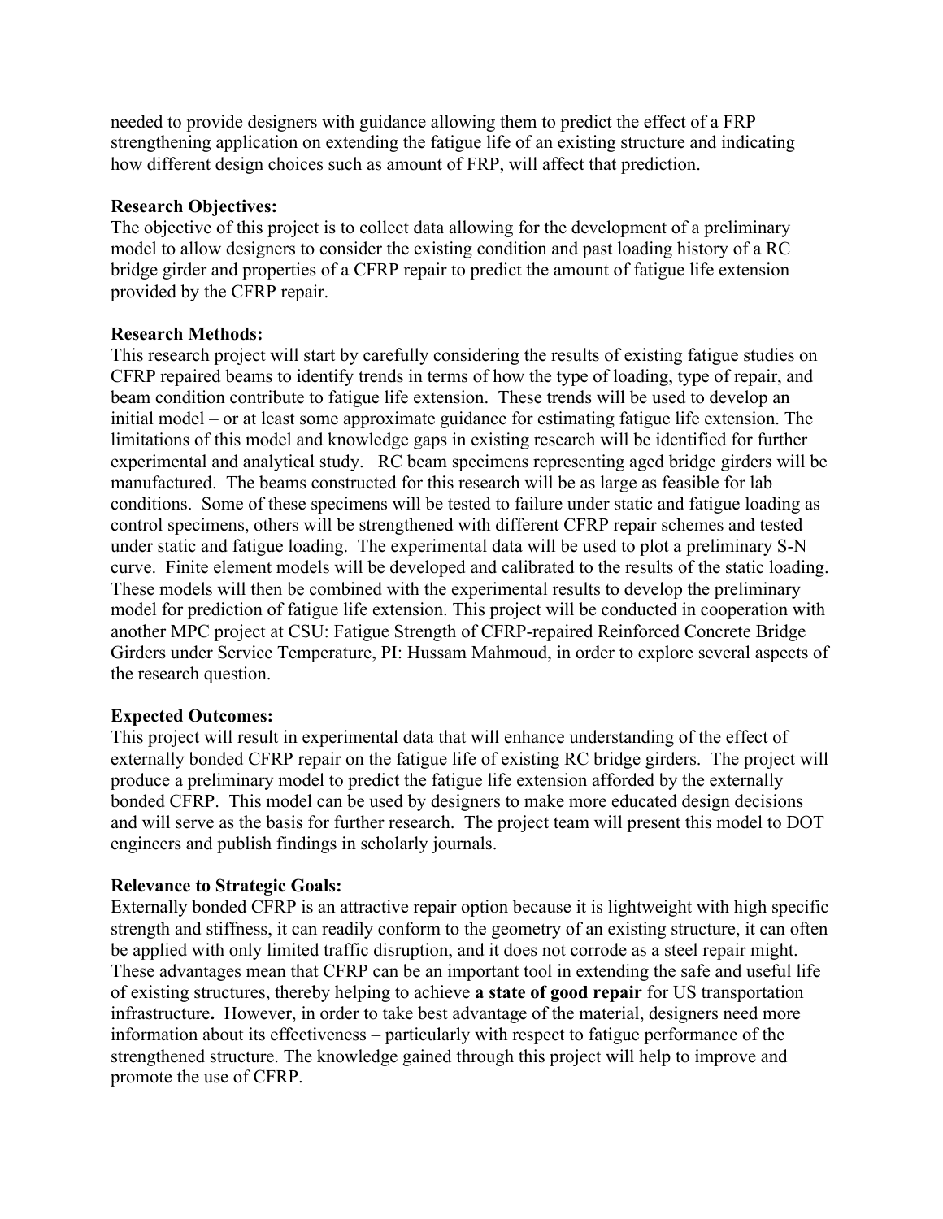needed to provide designers with guidance allowing them to predict the effect of a FRP strengthening application on extending the fatigue life of an existing structure and indicating how different design choices such as amount of FRP, will affect that prediction.

**Research Objectives:**
The objective of this project is to collect data allowing for the development of a preliminary model to allow designers to consider the existing condition and past loading history of a RC bridge girder and properties of a CFRP repair to predict the amount of fatigue life extension provided by the CFRP repair.

**Research Methods:**
This research project will start by carefully considering the results of existing fatigue studies on CFRP repaired beams to identify trends in terms of how the type of loading, type of repair, and beam condition contribute to fatigue life extension. These trends will be used to develop an initial model – or at least some approximate guidance for estimating fatigue life extension. The limitations of this model and knowledge gaps in existing research will be identified for further experimental and analytical study. RC beam specimens representing aged bridge girders will be manufactured. The beams constructed for this research will be as large as feasible for lab conditions. Some of these specimens will be tested to failure under static and fatigue loading as control specimens, others will be strengthened with different CFRP repair schemes and tested under static and fatigue loading. The experimental data will be used to plot a preliminary S-N curve. Finite element models will be developed and calibrated to the results of the static loading. These models will then be combined with the experimental results to develop the preliminary model for prediction of fatigue life extension. This project will be conducted in cooperation with another MPC project at CSU: Fatigue Strength of CFRP-repaired Reinforced Concrete Bridge Girders under Service Temperature, PI: Hussam Mahmoud, in order to explore several aspects of the research question.

**Expected Outcomes:**
This project will result in experimental data that will enhance understanding of the effect of externally bonded CFRP repair on the fatigue life of existing RC bridge girders. The project will produce a preliminary model to predict the fatigue life extension afforded by the externally bonded CFRP. This model can be used by designers to make more educated design decisions and will serve as the basis for further research. The project team will present this model to DOT engineers and publish findings in scholarly journals.

**Relevance to Strategic Goals:**
Externally bonded CFRP is an attractive repair option because it is lightweight with high specific strength and stiffness, it can readily conform to the geometry of an existing structure, it can often be applied with only limited traffic disruption, and it does not corrode as a steel repair might. These advantages mean that CFRP can be an important tool in extending the safe and useful life of existing structures, thereby helping to achieve **a state of good repair** for US transportation infrastructure**.** However, in order to take best advantage of the material, designers need more information about its effectiveness – particularly with respect to fatigue performance of the strengthened structure. The knowledge gained through this project will help to improve and promote the use of CFRP.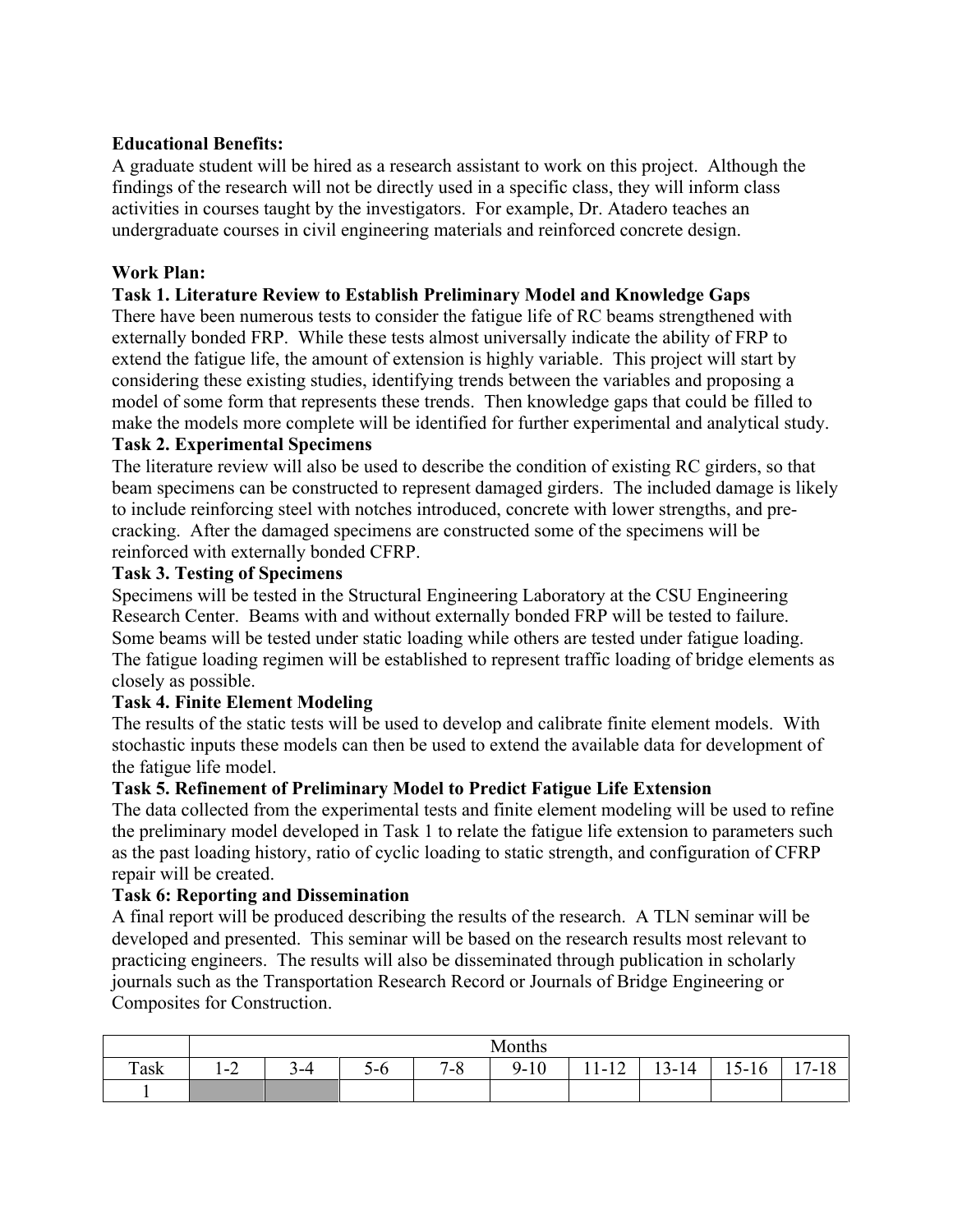**Educational Benefits:**
A graduate student will be hired as a research assistant to work on this project. Although the findings of the research will not be directly used in a specific class, they will inform class activities in courses taught by the investigators. For example, Dr. Atadero teaches an undergraduate courses in civil engineering materials and reinforced concrete design.

**Work Plan:**

**Task 1. Literature Review to Establish Preliminary Model and Knowledge Gaps**
There have been numerous tests to consider the fatigue life of RC beams strengthened with externally bonded FRP. While these tests almost universally indicate the ability of FRP to extend the fatigue life, the amount of extension is highly variable. This project will start by considering these existing studies, identifying trends between the variables and proposing a model of some form that represents these trends. Then knowledge gaps that could be filled to make the models more complete will be identified for further experimental and analytical study.

**Task 2. Experimental Specimens**
The literature review will also be used to describe the condition of existing RC girders, so that beam specimens can be constructed to represent damaged girders. The included damage is likely to include reinforcing steel with notches introduced, concrete with lower strengths, and pre-cracking. After the damaged specimens are constructed some of the specimens will be reinforced with externally bonded CFRP.

**Task 3. Testing of Specimens**
Specimens will be tested in the Structural Engineering Laboratory at the CSU Engineering Research Center. Beams with and without externally bonded FRP will be tested to failure. Some beams will be tested under static loading while others are tested under fatigue loading. The fatigue loading regimen will be established to represent traffic loading of bridge elements as closely as possible.

**Task 4. Finite Element Modeling**
The results of the static tests will be used to develop and calibrate finite element models. With stochastic inputs these models can then be used to extend the available data for development of the fatigue life model.

**Task 5. Refinement of Preliminary Model to Predict Fatigue Life Extension**
The data collected from the experimental tests and finite element modeling will be used to refine the preliminary model developed in Task 1 to relate the fatigue life extension to parameters such as the past loading history, ratio of cyclic loading to static strength, and configuration of CFRP repair will be created.

**Task 6: Reporting and Dissemination**
A final report will be produced describing the results of the research. A TLN seminar will be developed and presented. This seminar will be based on the research results most relevant to practicing engineers. The results will also be disseminated through publication in scholarly journals such as the Transportation Research Record or Journals of Bridge Engineering or Composites for Construction.

| | Months | | | | | | | | |
|---|---|---|---|---|---|---|---|---|---|
| Task | 1-2 | 3-4 | 5-6 | 7-8 | 9-10 | 11-12 | 13-14 | 15-16 | 17-18 |
| 1 | | | | | | | | | |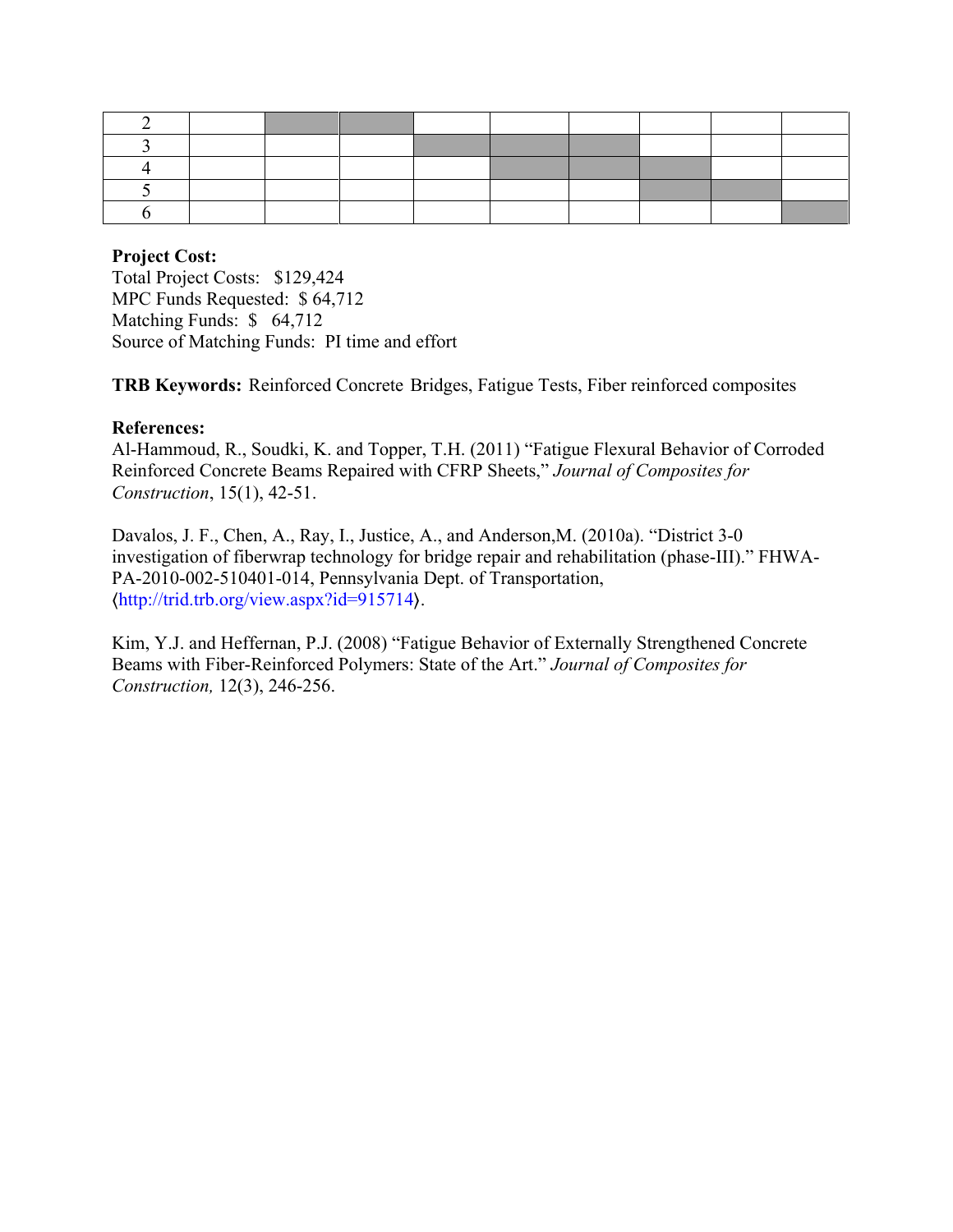| | | | | | | | | | |
|---|---|---|---|---|---|---|---|---|---|
| 2 | | | | | | | | | |
| 3 | | | | | | | | | |
| 4 | | | | | | | | | |
| 5 | | | | | | | | | |
| 6 | | | | | | | | | |

**Project Cost:**
Total Project Costs: $129,424
MPC Funds Requested: $ 64,712
Matching Funds: $ 64,712
Source of Matching Funds: PI time and effort

**TRB Keywords:** Reinforced Concrete Bridges, Fatigue Tests, Fiber reinforced composites

**References:**

Al-Hammoud, R., Soudki, K. and Topper, T.H. (2011) "Fatigue Flexural Behavior of Corroded Reinforced Concrete Beams Repaired with CFRP Sheets," *Journal of Composites for Construction*, 15(1), 42-51.

Davalos, J. F., Chen, A., Ray, I., Justice, A., and Anderson,M. (2010a). "District 3-0 investigation of fiberwrap technology for bridge repair and rehabilitation (phase-III)." FHWA-PA-2010-002-510401-014, Pennsylvania Dept. of Transportation, ⟨http://trid.trb.org/view.aspx?id=915714⟩.

Kim, Y.J. and Heffernan, P.J. (2008) "Fatigue Behavior of Externally Strengthened Concrete Beams with Fiber-Reinforced Polymers: State of the Art." *Journal of Composites for Construction,* 12(3), 246-256.